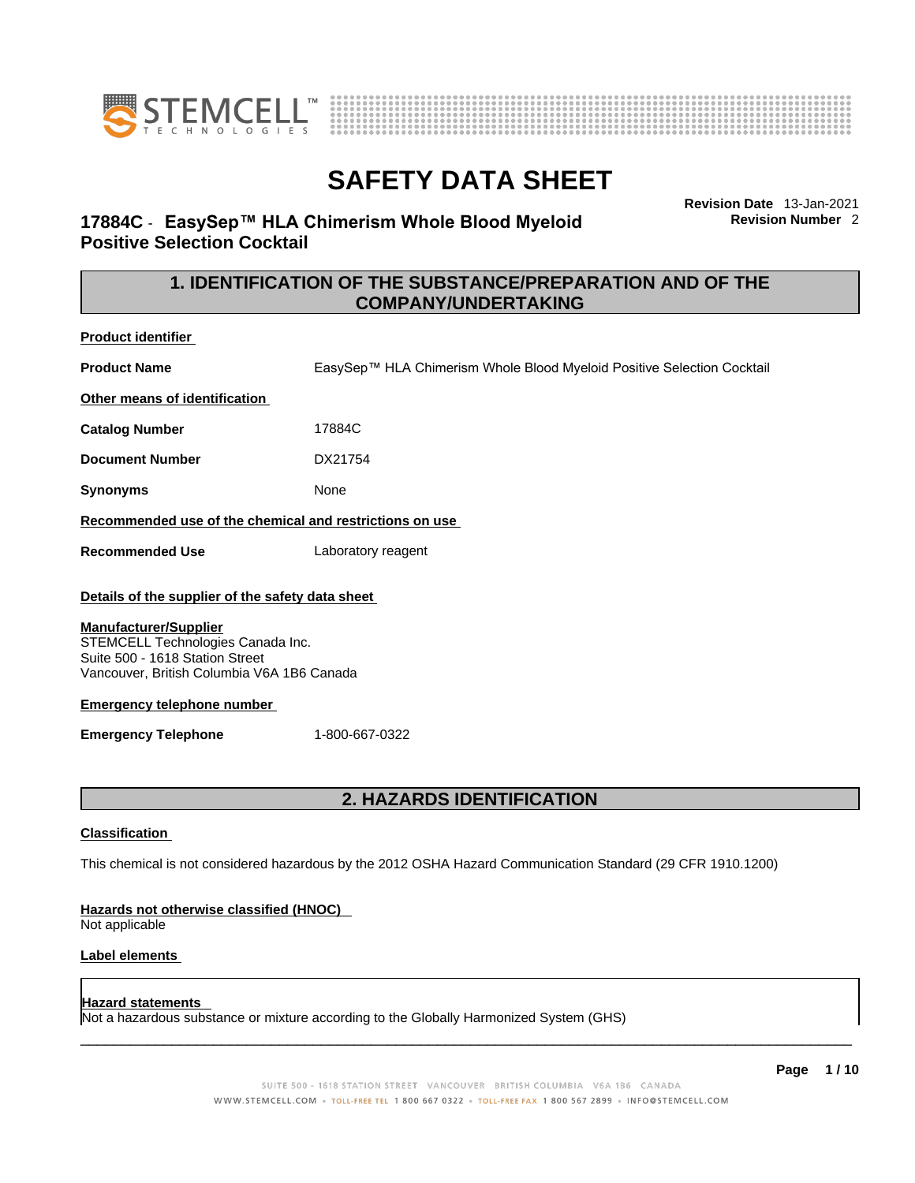# SAFETY DATA SHEET

## 17884C - EasySep™ HLA Chimerism Whole Blood Myeloid Positive Selection Cocktail

**Revision Date** 13-Jan-2021
**Revision Number** 2

## 1. IDENTIFICATION OF THE SUBSTANCE/PREPARATION AND OF THE COMPANY/UNDERTAKING

**Product identifier**

**Product Name** EasySep™ HLA Chimerism Whole Blood Myeloid Positive Selection Cocktail

**Other means of identification**

**Catalog Number** 17884C

**Document Number** DX21754

**Synonyms** None

**Recommended use of the chemical and restrictions on use**

**Recommended Use** Laboratory reagent

**Details of the supplier of the safety data sheet**

**Manufacturer/Supplier**
STEMCELL Technologies Canada Inc.
Suite 500 - 1618 Station Street
Vancouver, British Columbia V6A 1B6 Canada

**Emergency telephone number**

**Emergency Telephone** 1-800-667-0322

## 2. HAZARDS IDENTIFICATION

**Classification**

This chemical is not considered hazardous by the 2012 OSHA Hazard Communication Standard (29 CFR 1910.1200)

**Hazards not otherwise classified (HNOC)**
Not applicable

**Label elements**

**Hazard statements**
Not a hazardous substance or mixture according to the Globally Harmonized System (GHS)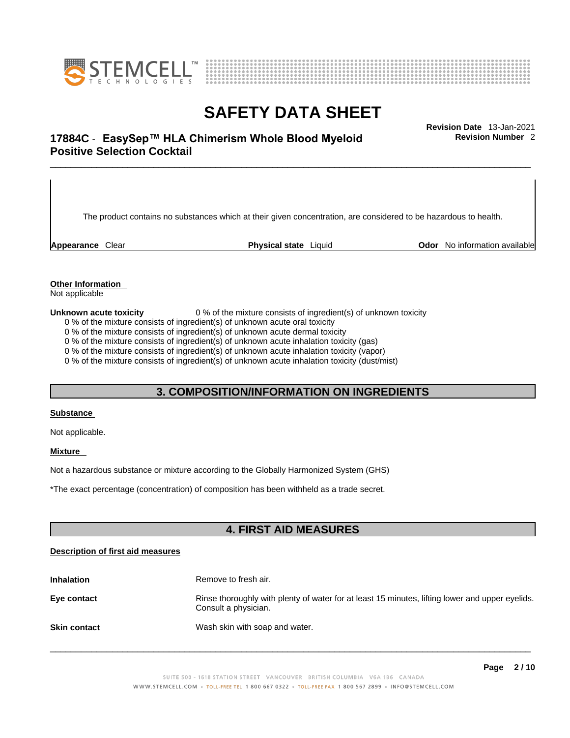The product contains no substances which at their given concentration, are considered to be hazardous to health.

**Appearance** Clear **Physical state** Liquid **Odor** No information available

**Other Information**

Not applicable

**Unknown acute toxicity** 0 % of the mixture consists of ingredient(s) of unknown toxicity

0 % of the mixture consists of ingredient(s) of unknown acute oral toxicity
0 % of the mixture consists of ingredient(s) of unknown acute dermal toxicity
0 % of the mixture consists of ingredient(s) of unknown acute inhalation toxicity (gas)
0 % of the mixture consists of ingredient(s) of unknown acute inhalation toxicity (vapor)
0 % of the mixture consists of ingredient(s) of unknown acute inhalation toxicity (dust/mist)

## 3. COMPOSITION/INFORMATION ON INGREDIENTS

**Substance**

Not applicable.

**Mixture**

Not a hazardous substance or mixture according to the Globally Harmonized System (GHS)

*The exact percentage (concentration) of composition has been withheld as a trade secret.

## 4. FIRST AID MEASURES

**Description of first aid measures**

| | |
|---|---|
| **Inhalation** | Remove to fresh air. |
| **Eye contact** | Rinse thoroughly with plenty of water for at least 15 minutes, lifting lower and upper eyelids. Consult a physician. |
| **Skin contact** | Wash skin with soap and water. |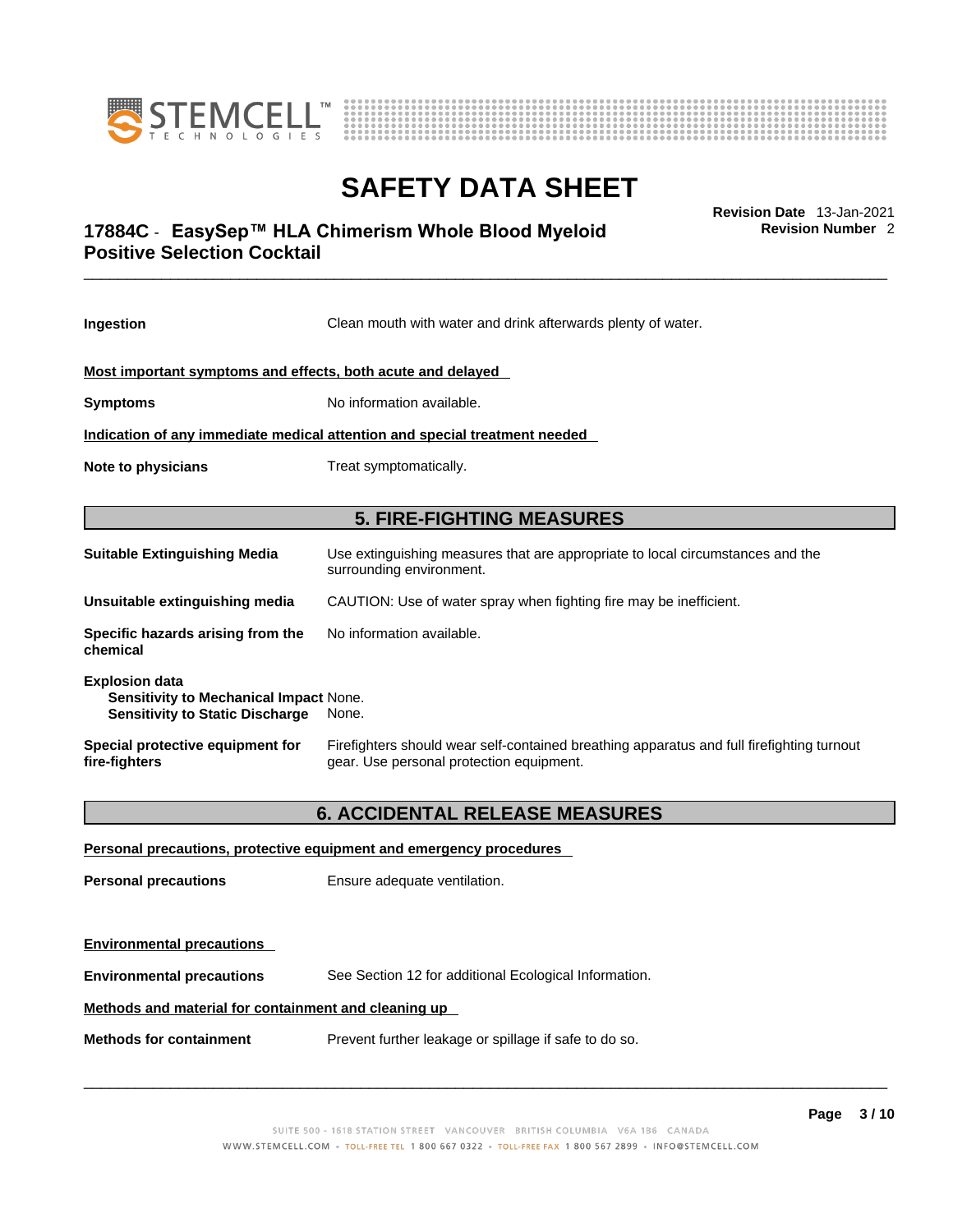| | |
|---|---|
| **Ingestion** | Clean mouth with water and drink afterwards plenty of water. |

**Most important symptoms and effects, both acute and delayed**

| | |
|---|---|
| **Symptoms** | No information available. |

**Indication of any immediate medical attention and special treatment needed**

| | |
|---|---|
| **Note to physicians** | Treat symptomatically. |

## 5. FIRE-FIGHTING MEASURES

| | |
|---|---|
| **Suitable Extinguishing Media** | Use extinguishing measures that are appropriate to local circumstances and the surrounding environment. |
| **Unsuitable extinguishing media** | CAUTION: Use of water spray when fighting fire may be inefficient. |
| **Specific hazards arising from the chemical** | No information available. |

**Explosion data**
**Sensitivity to Mechanical Impact** None.
**Sensitivity to Static Discharge** None.

| | |
|---|---|
| **Special protective equipment for fire-fighters** | Firefighters should wear self-contained breathing apparatus and full firefighting turnout gear. Use personal protection equipment. |

## 6. ACCIDENTAL RELEASE MEASURES

**Personal precautions, protective equipment and emergency procedures**

| | |
|---|---|
| **Personal precautions** | Ensure adequate ventilation. |

**Environmental precautions**

| | |
|---|---|
| **Environmental precautions** | See Section 12 for additional Ecological Information. |

**Methods and material for containment and cleaning up**

| | |
|---|---|
| **Methods for containment** | Prevent further leakage or spillage if safe to do so. |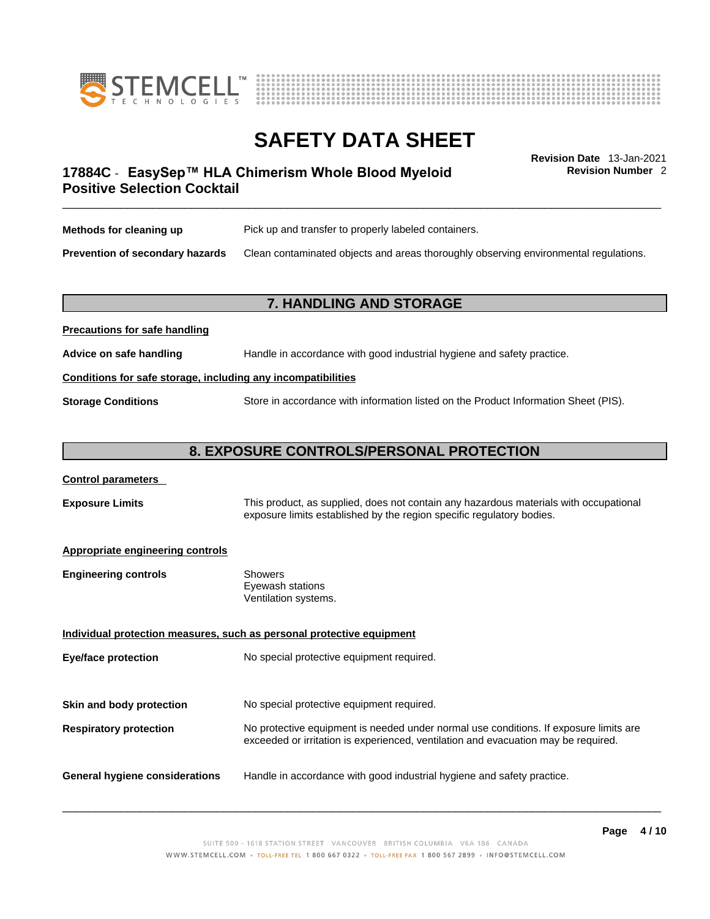**Methods for cleaning up** Pick up and transfer to properly labeled containers.

**Prevention of secondary hazards** Clean contaminated objects and areas thoroughly observing environmental regulations.

## 7. HANDLING AND STORAGE

**Precautions for safe handling**

**Advice on safe handling** Handle in accordance with good industrial hygiene and safety practice.

**Conditions for safe storage, including any incompatibilities**

**Storage Conditions** Store in accordance with information listed on the Product Information Sheet (PIS).

## 8. EXPOSURE CONTROLS/PERSONAL PROTECTION

**Control parameters**

**Exposure Limits** This product, as supplied, does not contain any hazardous materials with occupational exposure limits established by the region specific regulatory bodies.

**Appropriate engineering controls**

**Engineering controls** Showers
Eyewash stations
Ventilation systems.

**Individual protection measures, such as personal protective equipment**

**Eye/face protection** No special protective equipment required.

**Skin and body protection** No special protective equipment required.

**Respiratory protection** No protective equipment is needed under normal use conditions. If exposure limits are exceeded or irritation is experienced, ventilation and evacuation may be required.

**General hygiene considerations** Handle in accordance with good industrial hygiene and safety practice.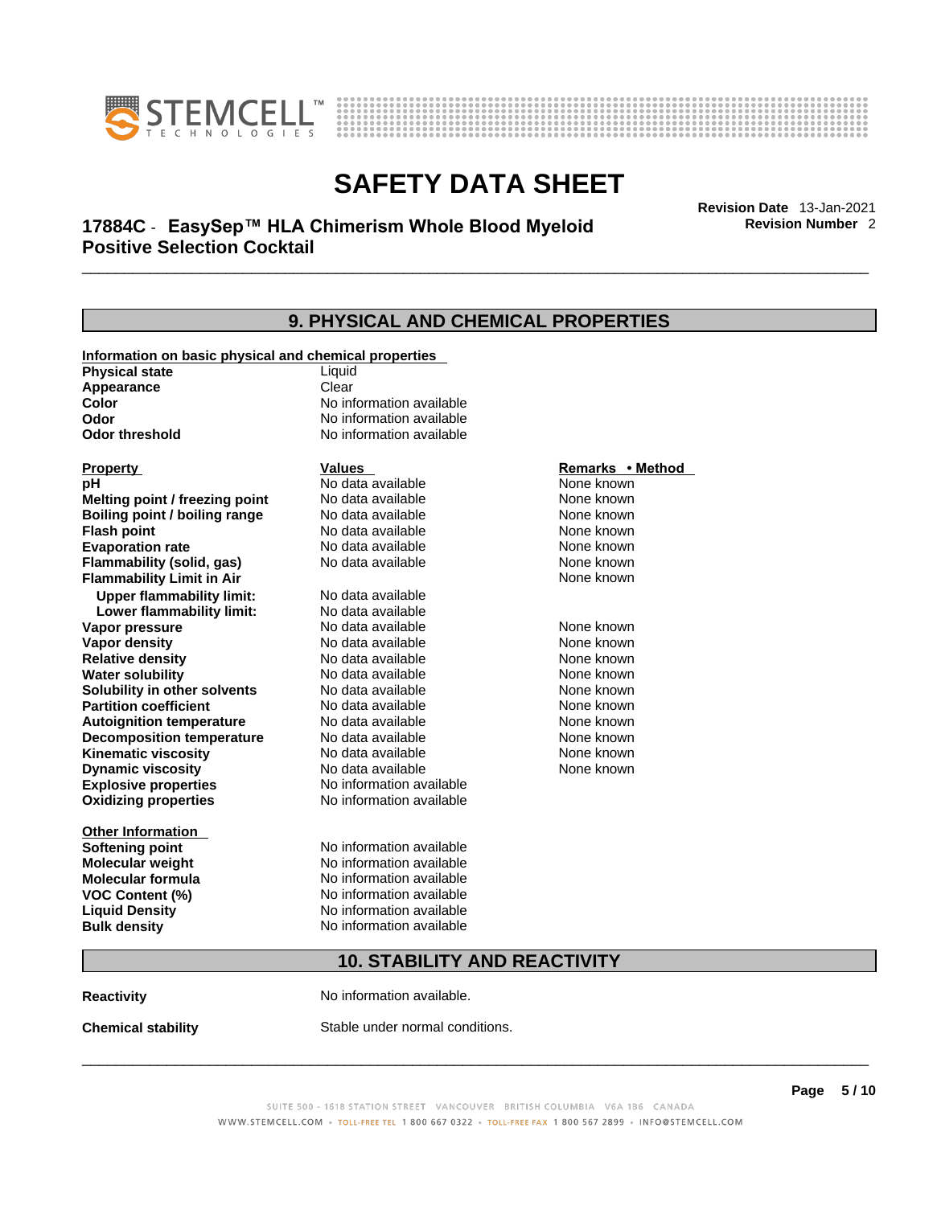## 9. PHYSICAL AND CHEMICAL PROPERTIES

**Information on basic physical and chemical properties**

| | |
|---|---|
| **Physical state** | Liquid |
| **Appearance** | Clear |
| **Color** | No information available |
| **Odor** | No information available |
| **Odor threshold** | No information available |

| Property | Values | Remarks • Method |
|---|---|---|
| **pH** | No data available | None known |
| **Melting point / freezing point** | No data available | None known |
| **Boiling point / boiling range** | No data available | None known |
| **Flash point** | No data available | None known |
| **Evaporation rate** | No data available | None known |
| **Flammability (solid, gas)** | No data available | None known |
| **Flammability Limit in Air** | | None known |
| **Upper flammability limit:** | No data available | |
| **Lower flammability limit:** | No data available | |
| **Vapor pressure** | No data available | None known |
| **Vapor density** | No data available | None known |
| **Relative density** | No data available | None known |
| **Water solubility** | No data available | None known |
| **Solubility in other solvents** | No data available | None known |
| **Partition coefficient** | No data available | None known |
| **Autoignition temperature** | No data available | None known |
| **Decomposition temperature** | No data available | None known |
| **Kinematic viscosity** | No data available | None known |
| **Dynamic viscosity** | No data available | None known |
| **Explosive properties** | No information available | |
| **Oxidizing properties** | No information available | |

**Other Information**

| | |
|---|---|
| **Softening point** | No information available |
| **Molecular weight** | No information available |
| **Molecular formula** | No information available |
| **VOC Content (%)** | No information available |
| **Liquid Density** | No information available |
| **Bulk density** | No information available |

## 10. STABILITY AND REACTIVITY

**Reactivity** No information available.

**Chemical stability** Stable under normal conditions.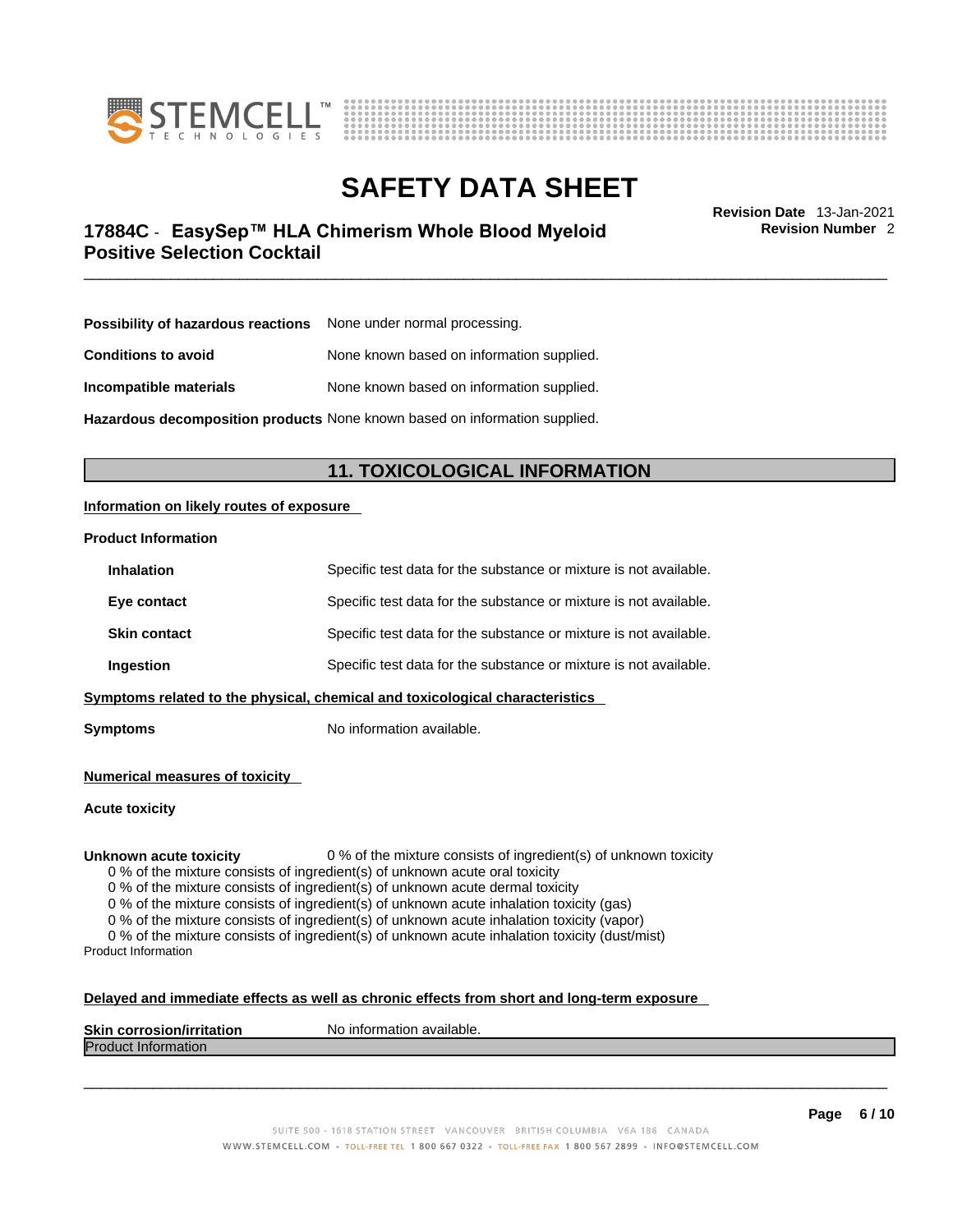| | |
|---|---|
| **Possibility of hazardous reactions** | None under normal processing. |
| **Conditions to avoid** | None known based on information supplied. |
| **Incompatible materials** | None known based on information supplied. |
| **Hazardous decomposition products** | None known based on information supplied. |

## 11. TOXICOLOGICAL INFORMATION

**Information on likely routes of exposure**

**Product Information**

| | |
|---|---|
| **Inhalation** | Specific test data for the substance or mixture is not available. |
| **Eye contact** | Specific test data for the substance or mixture is not available. |
| **Skin contact** | Specific test data for the substance or mixture is not available. |
| **Ingestion** | Specific test data for the substance or mixture is not available. |

**Symptoms related to the physical, chemical and toxicological characteristics**

**Symptoms** No information available.

**Numerical measures of toxicity**

**Acute toxicity**

**Unknown acute toxicity** 0 % of the mixture consists of ingredient(s) of unknown toxicity

0 % of the mixture consists of ingredient(s) of unknown acute oral toxicity
0 % of the mixture consists of ingredient(s) of unknown acute dermal toxicity
0 % of the mixture consists of ingredient(s) of unknown acute inhalation toxicity (gas)
0 % of the mixture consists of ingredient(s) of unknown acute inhalation toxicity (vapor)
0 % of the mixture consists of ingredient(s) of unknown acute inhalation toxicity (dust/mist)

Product Information

**Delayed and immediate effects as well as chronic effects from short and long-term exposure**

**Skin corrosion/irritation** No information available.

Product Information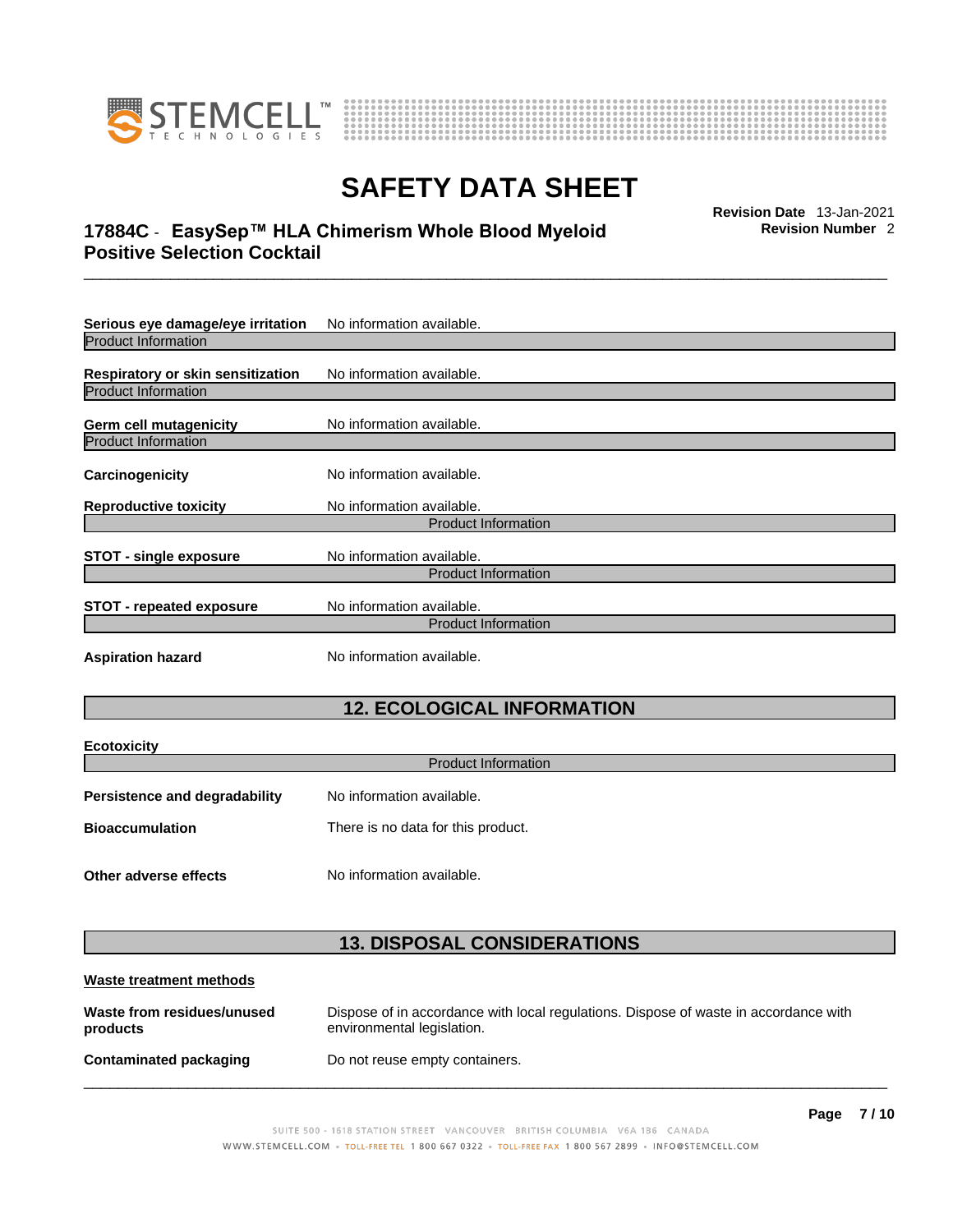**Serious eye damage/eye irritation** No information available.

Product Information

**Respiratory or skin sensitization** No information available.

Product Information

**Germ cell mutagenicity** No information available.

Product Information

**Carcinogenicity** No information available.

**Reproductive toxicity** No information available.

Product Information

**STOT - single exposure** No information available.

Product Information

**STOT - repeated exposure** No information available.

Product Information

**Aspiration hazard** No information available.

## 12. ECOLOGICAL INFORMATION

**Ecotoxicity**

Product Information

**Persistence and degradability** No information available.

**Bioaccumulation** There is no data for this product.

**Other adverse effects** No information available.

## 13. DISPOSAL CONSIDERATIONS

**Waste treatment methods**

**Waste from residues/unused products** Dispose of in accordance with local regulations. Dispose of waste in accordance with environmental legislation.

**Contaminated packaging** Do not reuse empty containers.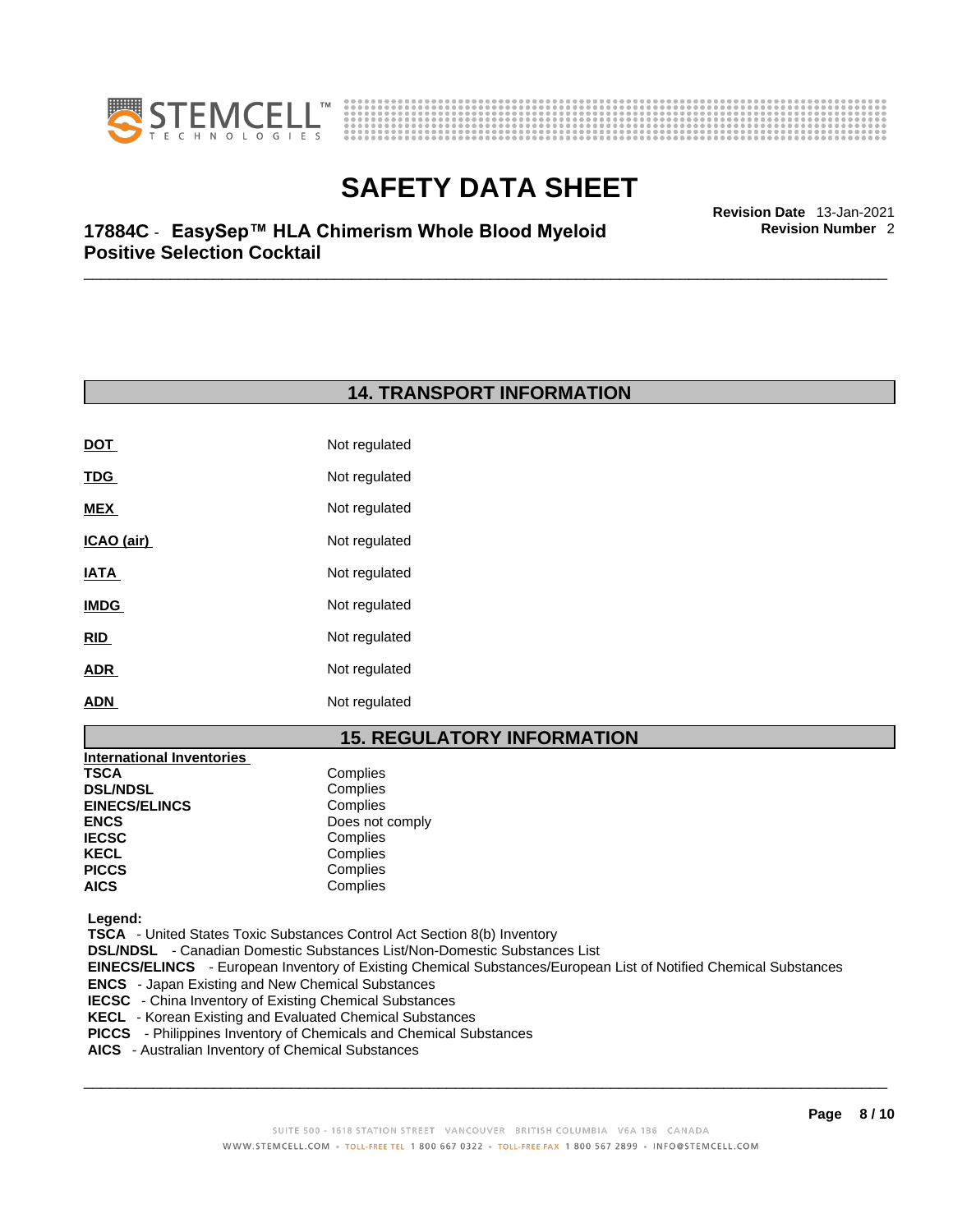## 14. TRANSPORT INFORMATION

| | |
|---|---|
| **DOT** | Not regulated |
| **TDG** | Not regulated |
| **MEX** | Not regulated |
| **ICAO (air)** | Not regulated |
| **IATA** | Not regulated |
| **IMDG** | Not regulated |
| **RID** | Not regulated |
| **ADR** | Not regulated |
| **ADN** | Not regulated |

## 15. REGULATORY INFORMATION

**International Inventories**

| | |
|---|---|
| **TSCA** | Complies |
| **DSL/NDSL** | Complies |
| **EINECS/ELINCS** | Complies |
| **ENCS** | Does not comply |
| **IECSC** | Complies |
| **KECL** | Complies |
| **PICCS** | Complies |
| **AICS** | Complies |

**Legend:**

**TSCA** - United States Toxic Substances Control Act Section 8(b) Inventory
**DSL/NDSL** - Canadian Domestic Substances List/Non-Domestic Substances List
**EINECS/ELINCS** - European Inventory of Existing Chemical Substances/European List of Notified Chemical Substances
**ENCS** - Japan Existing and New Chemical Substances
**IECSC** - China Inventory of Existing Chemical Substances
**KECL** - Korean Existing and Evaluated Chemical Substances
**PICCS** - Philippines Inventory of Chemicals and Chemical Substances
**AICS** - Australian Inventory of Chemical Substances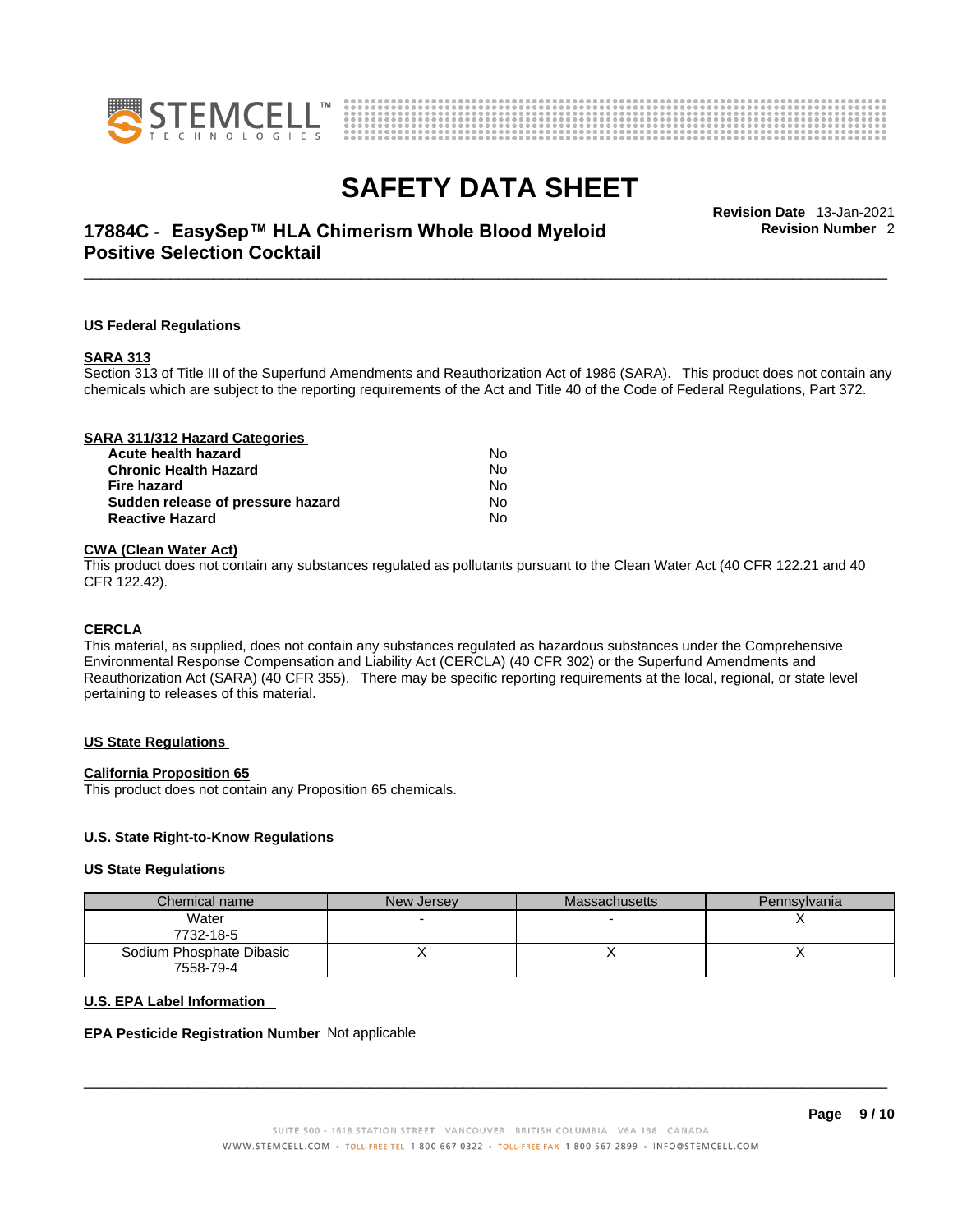### US Federal Regulations

#### SARA 313

Section 313 of Title III of the Superfund Amendments and Reauthorization Act of 1986 (SARA). This product does not contain any chemicals which are subject to the reporting requirements of the Act and Title 40 of the Code of Federal Regulations, Part 372.

#### SARA 311/312 Hazard Categories

| | |
|---|---|
| **Acute health hazard** | No |
| **Chronic Health Hazard** | No |
| **Fire hazard** | No |
| **Sudden release of pressure hazard** | No |
| **Reactive Hazard** | No |

#### CWA (Clean Water Act)

This product does not contain any substances regulated as pollutants pursuant to the Clean Water Act (40 CFR 122.21 and 40 CFR 122.42).

#### CERCLA

This material, as supplied, does not contain any substances regulated as hazardous substances under the Comprehensive Environmental Response Compensation and Liability Act (CERCLA) (40 CFR 302) or the Superfund Amendments and Reauthorization Act (SARA) (40 CFR 355). There may be specific reporting requirements at the local, regional, or state level pertaining to releases of this material.

### US State Regulations

#### California Proposition 65

This product does not contain any Proposition 65 chemicals.

#### U.S. State Right-to-Know Regulations

**US State Regulations**

| Chemical name | New Jersey | Massachusetts | Pennsylvania |
|---|---|---|---|
| Water 7732-18-5 | - | - | X |
| Sodium Phosphate Dibasic 7558-79-4 | X | X | X |

#### U.S. EPA Label Information

**EPA Pesticide Registration Number** Not applicable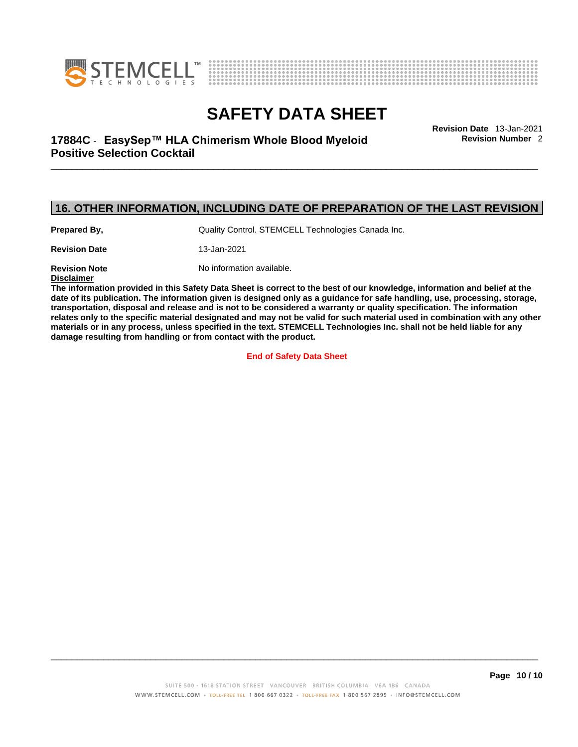## 16. OTHER INFORMATION, INCLUDING DATE OF PREPARATION OF THE LAST REVISION

**Prepared By,** Quality Control. STEMCELL Technologies Canada Inc.

**Revision Date** 13-Jan-2021

**Revision Note** No information available.

**Disclaimer**

**The information provided in this Safety Data Sheet is correct to the best of our knowledge, information and belief at the date of its publication. The information given is designed only as a guidance for safe handling, use, processing, storage, transportation, disposal and release and is not to be considered a warranty or quality specification. The information relates only to the specific material designated and may not be valid for such material used in combination with any other materials or in any process, unless specified in the text. STEMCELL Technologies Inc. shall not be held liable for any damage resulting from handling or from contact with the product.**

**End of Safety Data Sheet**